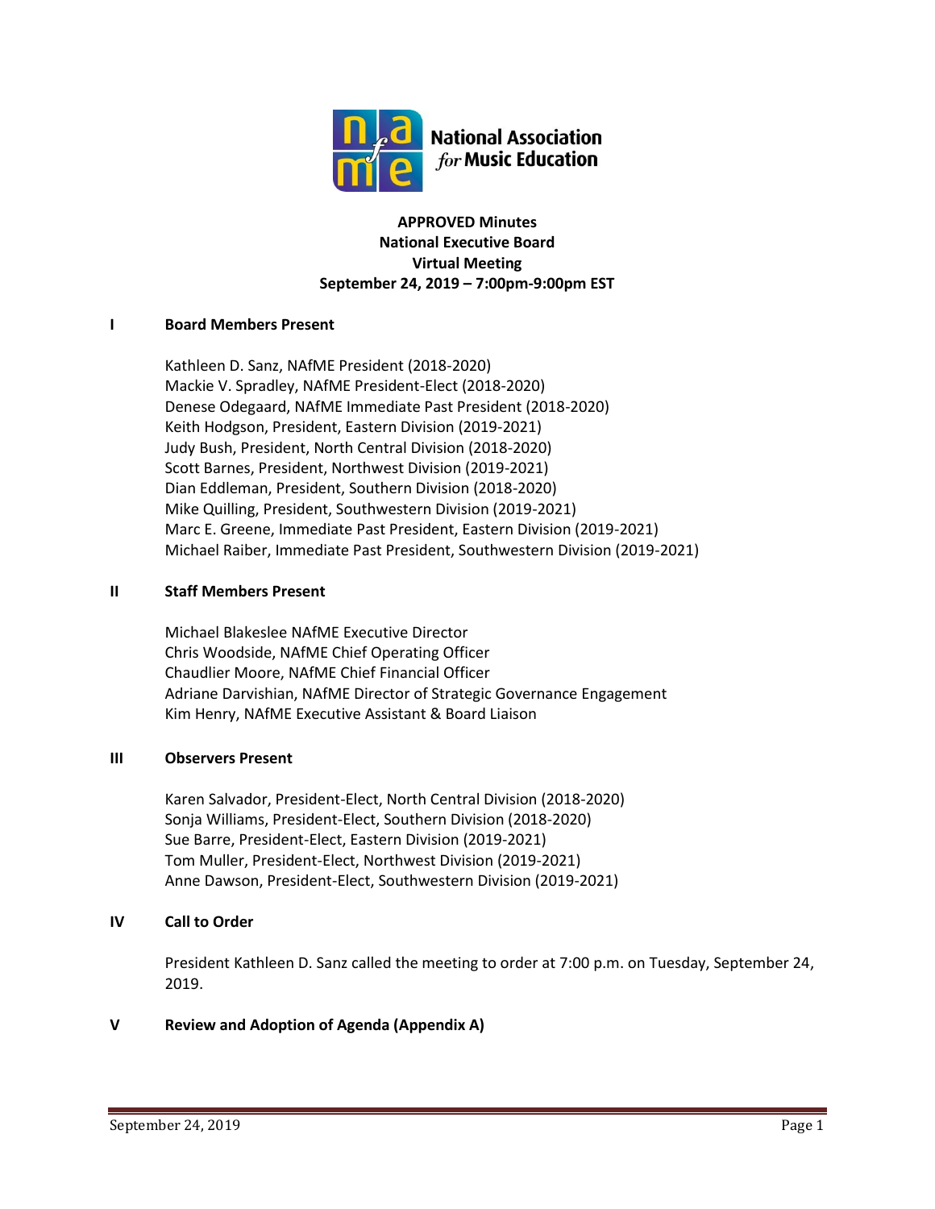National Association *for* Music Education

**APPROVED Minutes**
**National Executive Board**
**Virtual Meeting**
**September 24, 2019 – 7:00pm-9:00pm EST**

## I Board Members Present

Kathleen D. Sanz, NAfME President (2018-2020)
Mackie V. Spradley, NAfME President-Elect (2018-2020)
Denese Odegaard, NAfME Immediate Past President (2018-2020)
Keith Hodgson, President, Eastern Division (2019-2021)
Judy Bush, President, North Central Division (2018-2020)
Scott Barnes, President, Northwest Division (2019-2021)
Dian Eddleman, President, Southern Division (2018-2020)
Mike Quilling, President, Southwestern Division (2019-2021)
Marc E. Greene, Immediate Past President, Eastern Division (2019-2021)
Michael Raiber, Immediate Past President, Southwestern Division (2019-2021)

## II Staff Members Present

Michael Blakeslee NAfME Executive Director
Chris Woodside, NAfME Chief Operating Officer
Chaudlier Moore, NAfME Chief Financial Officer
Adriane Darvishian, NAfME Director of Strategic Governance Engagement
Kim Henry, NAfME Executive Assistant & Board Liaison

## III Observers Present

Karen Salvador, President-Elect, North Central Division (2018-2020)
Sonja Williams, President-Elect, Southern Division (2018-2020)
Sue Barre, President-Elect, Eastern Division (2019-2021)
Tom Muller, President-Elect, Northwest Division (2019-2021)
Anne Dawson, President-Elect, Southwestern Division (2019-2021)

## IV Call to Order

President Kathleen D. Sanz called the meeting to order at 7:00 p.m. on Tuesday, September 24, 2019.

## V Review and Adoption of Agenda (Appendix A)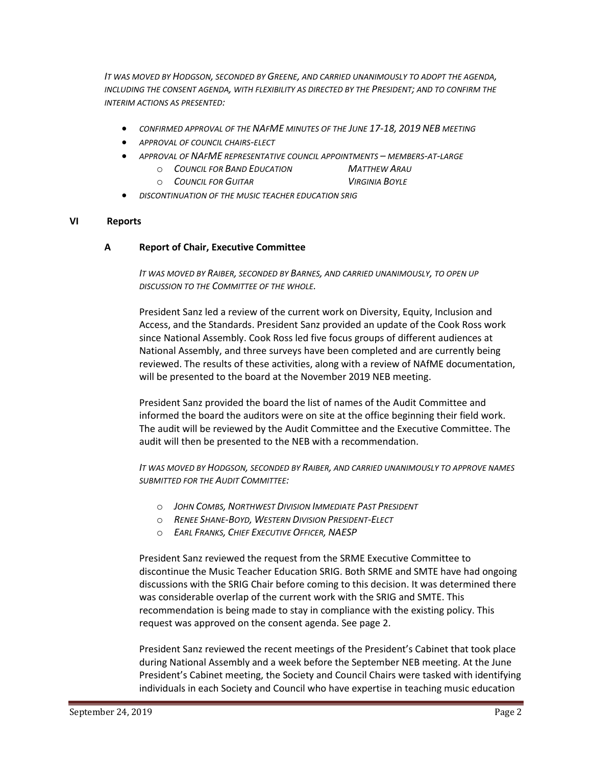*IT WAS MOVED BY HODGSON, SECONDED BY GREENE, AND CARRIED UNANIMOUSLY TO ADOPT THE AGENDA, INCLUDING THE CONSENT AGENDA, WITH FLEXIBILITY AS DIRECTED BY THE PRESIDENT; AND TO CONFIRM THE INTERIM ACTIONS AS PRESENTED:*

- *CONFIRMED APPROVAL OF THE NAFME MINUTES OF THE JUNE 17-18, 2019 NEB MEETING*
- *APPROVAL OF COUNCIL CHAIRS-ELECT*
- *APPROVAL OF NAFME REPRESENTATIVE COUNCIL APPOINTMENTS – MEMBERS-AT-LARGE*
  - *COUNCIL FOR BAND EDUCATION — MATTHEW ARAU*
  - *COUNCIL FOR GUITAR — VIRGINIA BOYLE*
- *DISCONTINUATION OF THE MUSIC TEACHER EDUCATION SRIG*

## VI Reports

### A Report of Chair, Executive Committee

*IT WAS MOVED BY RAIBER, SECONDED BY BARNES, AND CARRIED UNANIMOUSLY, TO OPEN UP DISCUSSION TO THE COMMITTEE OF THE WHOLE.*

President Sanz led a review of the current work on Diversity, Equity, Inclusion and Access, and the Standards. President Sanz provided an update of the Cook Ross work since National Assembly. Cook Ross led five focus groups of different audiences at National Assembly, and three surveys have been completed and are currently being reviewed. The results of these activities, along with a review of NAfME documentation, will be presented to the board at the November 2019 NEB meeting.

President Sanz provided the board the list of names of the Audit Committee and informed the board the auditors were on site at the office beginning their field work. The audit will be reviewed by the Audit Committee and the Executive Committee. The audit will then be presented to the NEB with a recommendation.

*IT WAS MOVED BY HODGSON, SECONDED BY RAIBER, AND CARRIED UNANIMOUSLY TO APPROVE NAMES SUBMITTED FOR THE AUDIT COMMITTEE:*

- *JOHN COMBS, NORTHWEST DIVISION IMMEDIATE PAST PRESIDENT*
- *RENEE SHANE-BOYD, WESTERN DIVISION PRESIDENT-ELECT*
- *EARL FRANKS, CHIEF EXECUTIVE OFFICER, NAESP*

President Sanz reviewed the request from the SRME Executive Committee to discontinue the Music Teacher Education SRIG. Both SRME and SMTE have had ongoing discussions with the SRIG Chair before coming to this decision. It was determined there was considerable overlap of the current work with the SRIG and SMTE. This recommendation is being made to stay in compliance with the existing policy. This request was approved on the consent agenda. See page 2.

President Sanz reviewed the recent meetings of the President's Cabinet that took place during National Assembly and a week before the September NEB meeting. At the June President's Cabinet meeting, the Society and Council Chairs were tasked with identifying individuals in each Society and Council who have expertise in teaching music education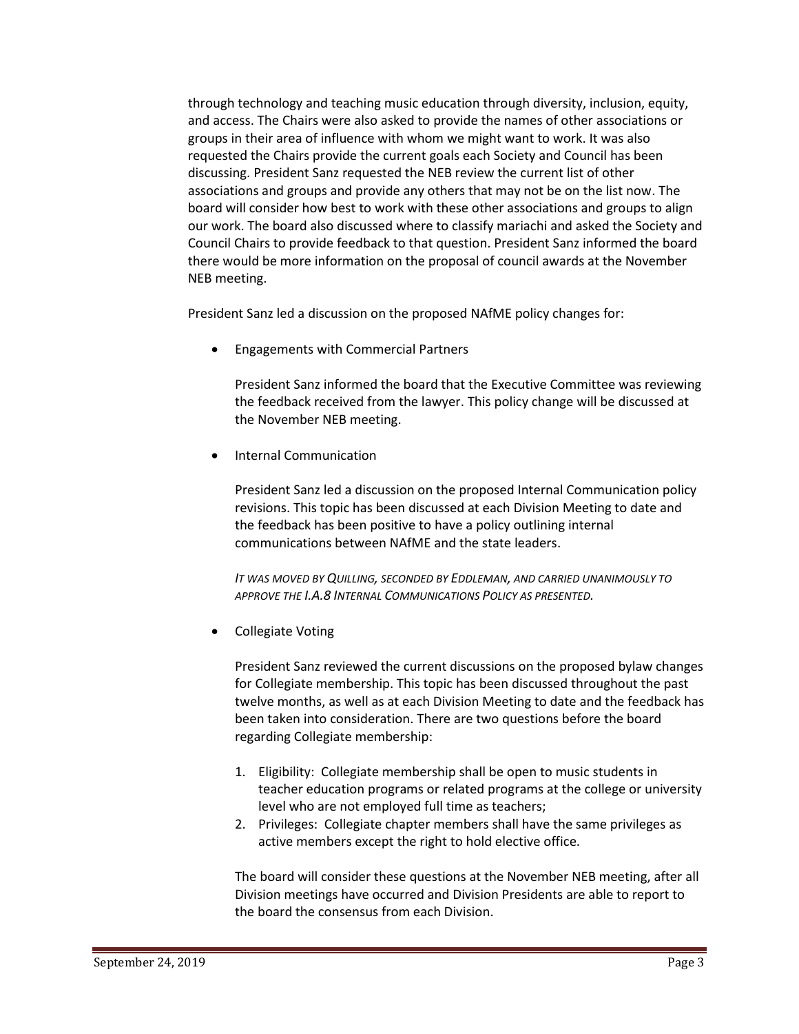through technology and teaching music education through diversity, inclusion, equity, and access. The Chairs were also asked to provide the names of other associations or groups in their area of influence with whom we might want to work. It was also requested the Chairs provide the current goals each Society and Council has been discussing. President Sanz requested the NEB review the current list of other associations and groups and provide any others that may not be on the list now. The board will consider how best to work with these other associations and groups to align our work. The board also discussed where to classify mariachi and asked the Society and Council Chairs to provide feedback to that question. President Sanz informed the board there would be more information on the proposal of council awards at the November NEB meeting.

President Sanz led a discussion on the proposed NAfME policy changes for:

- Engagements with Commercial Partners

  President Sanz informed the board that the Executive Committee was reviewing the feedback received from the lawyer. This policy change will be discussed at the November NEB meeting.

- Internal Communication

  President Sanz led a discussion on the proposed Internal Communication policy revisions. This topic has been discussed at each Division Meeting to date and the feedback has been positive to have a policy outlining internal communications between NAfME and the state leaders.

  *IT WAS MOVED BY QUILLING, SECONDED BY EDDLEMAN, AND CARRIED UNANIMOUSLY TO APPROVE THE I.A.8 INTERNAL COMMUNICATIONS POLICY AS PRESENTED.*

- Collegiate Voting

  President Sanz reviewed the current discussions on the proposed bylaw changes for Collegiate membership. This topic has been discussed throughout the past twelve months, as well as at each Division Meeting to date and the feedback has been taken into consideration. There are two questions before the board regarding Collegiate membership:

  1. Eligibility: Collegiate membership shall be open to music students in teacher education programs or related programs at the college or university level who are not employed full time as teachers;
  2. Privileges: Collegiate chapter members shall have the same privileges as active members except the right to hold elective office.

  The board will consider these questions at the November NEB meeting, after all Division meetings have occurred and Division Presidents are able to report to the board the consensus from each Division.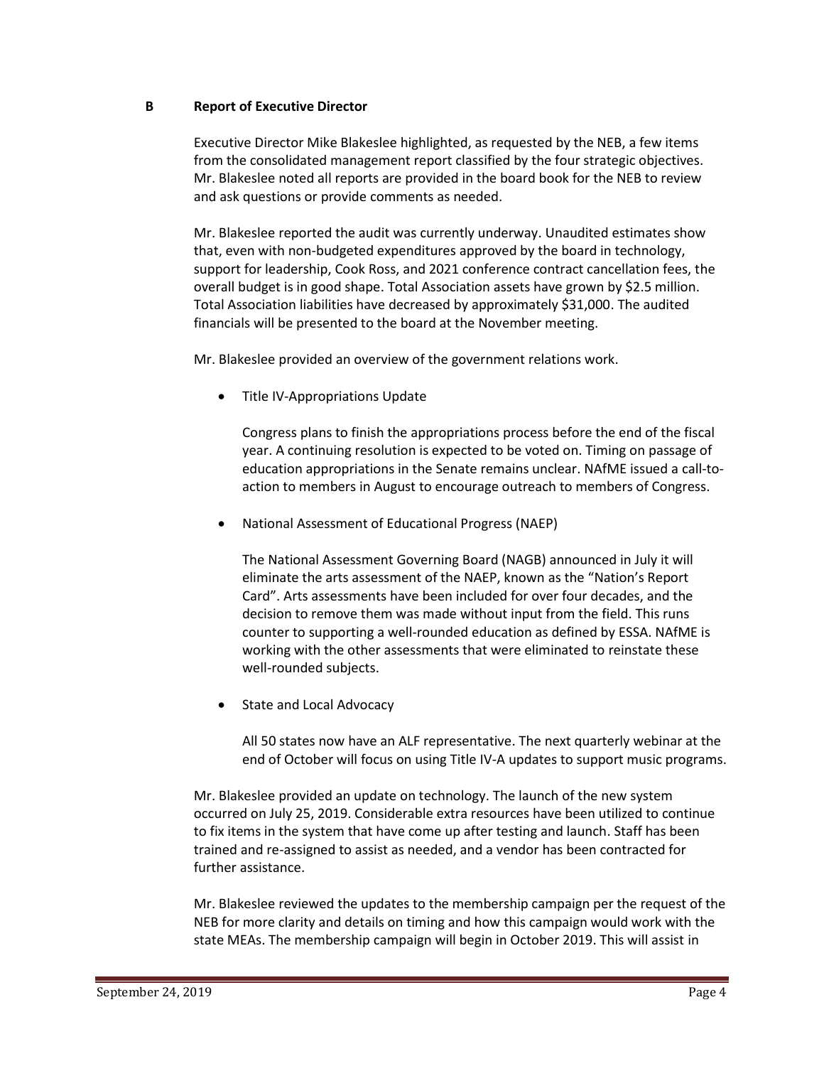## B Report of Executive Director

Executive Director Mike Blakeslee highlighted, as requested by the NEB, a few items from the consolidated management report classified by the four strategic objectives. Mr. Blakeslee noted all reports are provided in the board book for the NEB to review and ask questions or provide comments as needed.

Mr. Blakeslee reported the audit was currently underway. Unaudited estimates show that, even with non-budgeted expenditures approved by the board in technology, support for leadership, Cook Ross, and 2021 conference contract cancellation fees, the overall budget is in good shape. Total Association assets have grown by $2.5 million. Total Association liabilities have decreased by approximately $31,000. The audited financials will be presented to the board at the November meeting.

Mr. Blakeslee provided an overview of the government relations work.

- Title IV-Appropriations Update

  Congress plans to finish the appropriations process before the end of the fiscal year. A continuing resolution is expected to be voted on. Timing on passage of education appropriations in the Senate remains unclear. NAfME issued a call-to-action to members in August to encourage outreach to members of Congress.

- National Assessment of Educational Progress (NAEP)

  The National Assessment Governing Board (NAGB) announced in July it will eliminate the arts assessment of the NAEP, known as the "Nation's Report Card". Arts assessments have been included for over four decades, and the decision to remove them was made without input from the field. This runs counter to supporting a well-rounded education as defined by ESSA. NAfME is working with the other assessments that were eliminated to reinstate these well-rounded subjects.

- State and Local Advocacy

  All 50 states now have an ALF representative. The next quarterly webinar at the end of October will focus on using Title IV-A updates to support music programs.

Mr. Blakeslee provided an update on technology. The launch of the new system occurred on July 25, 2019. Considerable extra resources have been utilized to continue to fix items in the system that have come up after testing and launch. Staff has been trained and re-assigned to assist as needed, and a vendor has been contracted for further assistance.

Mr. Blakeslee reviewed the updates to the membership campaign per the request of the NEB for more clarity and details on timing and how this campaign would work with the state MEAs. The membership campaign will begin in October 2019. This will assist in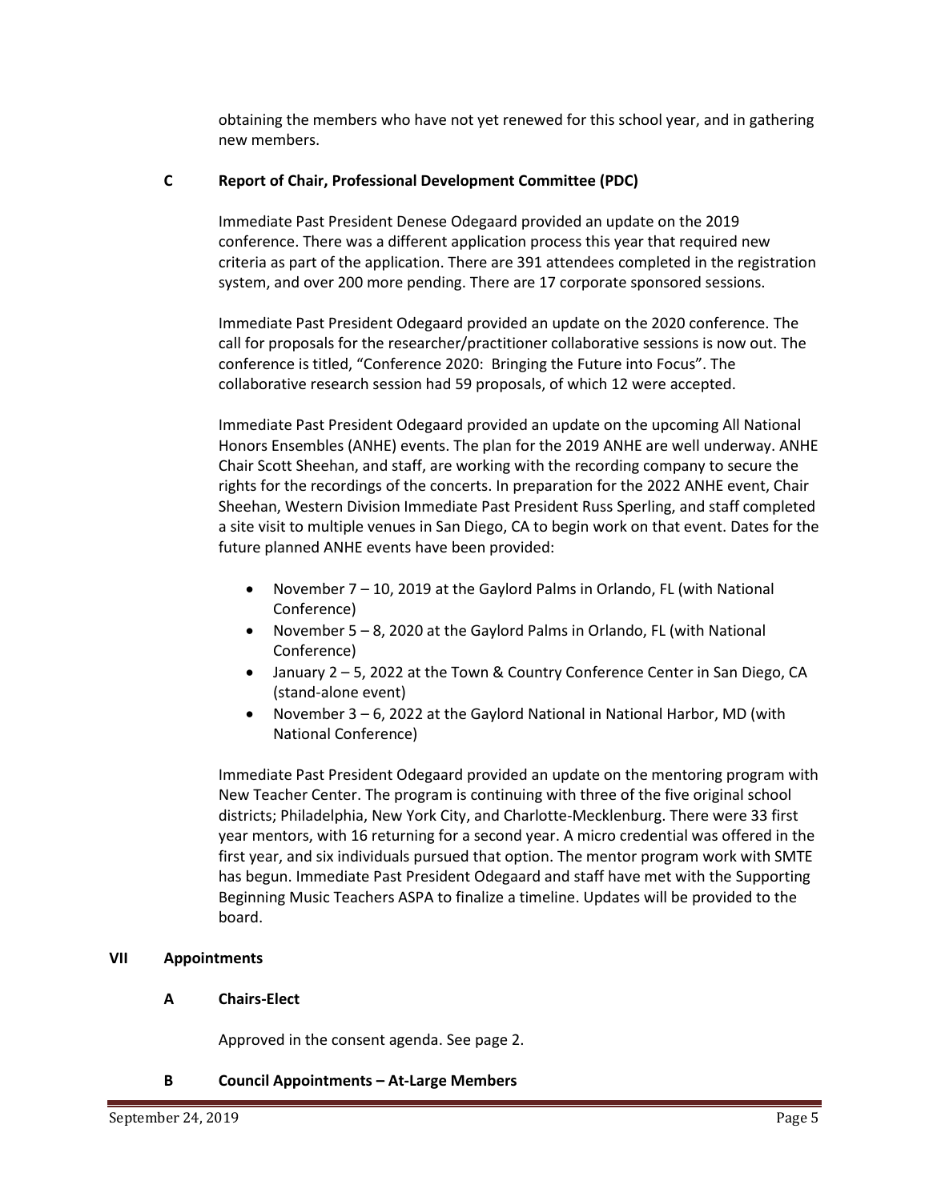obtaining the members who have not yet renewed for this school year, and in gathering new members.

### C Report of Chair, Professional Development Committee (PDC)

Immediate Past President Denese Odegaard provided an update on the 2019 conference. There was a different application process this year that required new criteria as part of the application. There are 391 attendees completed in the registration system, and over 200 more pending. There are 17 corporate sponsored sessions.

Immediate Past President Odegaard provided an update on the 2020 conference. The call for proposals for the researcher/practitioner collaborative sessions is now out. The conference is titled, "Conference 2020: Bringing the Future into Focus". The collaborative research session had 59 proposals, of which 12 were accepted.

Immediate Past President Odegaard provided an update on the upcoming All National Honors Ensembles (ANHE) events. The plan for the 2019 ANHE are well underway. ANHE Chair Scott Sheehan, and staff, are working with the recording company to secure the rights for the recordings of the concerts. In preparation for the 2022 ANHE event, Chair Sheehan, Western Division Immediate Past President Russ Sperling, and staff completed a site visit to multiple venues in San Diego, CA to begin work on that event. Dates for the future planned ANHE events have been provided:

- November 7 – 10, 2019 at the Gaylord Palms in Orlando, FL (with National Conference)
- November 5 – 8, 2020 at the Gaylord Palms in Orlando, FL (with National Conference)
- January 2 – 5, 2022 at the Town & Country Conference Center in San Diego, CA (stand-alone event)
- November 3 – 6, 2022 at the Gaylord National in National Harbor, MD (with National Conference)

Immediate Past President Odegaard provided an update on the mentoring program with New Teacher Center. The program is continuing with three of the five original school districts; Philadelphia, New York City, and Charlotte-Mecklenburg. There were 33 first year mentors, with 16 returning for a second year. A micro credential was offered in the first year, and six individuals pursued that option. The mentor program work with SMTE has begun. Immediate Past President Odegaard and staff have met with the Supporting Beginning Music Teachers ASPA to finalize a timeline. Updates will be provided to the board.

## VII Appointments

### A Chairs-Elect

Approved in the consent agenda. See page 2.

### B Council Appointments – At-Large Members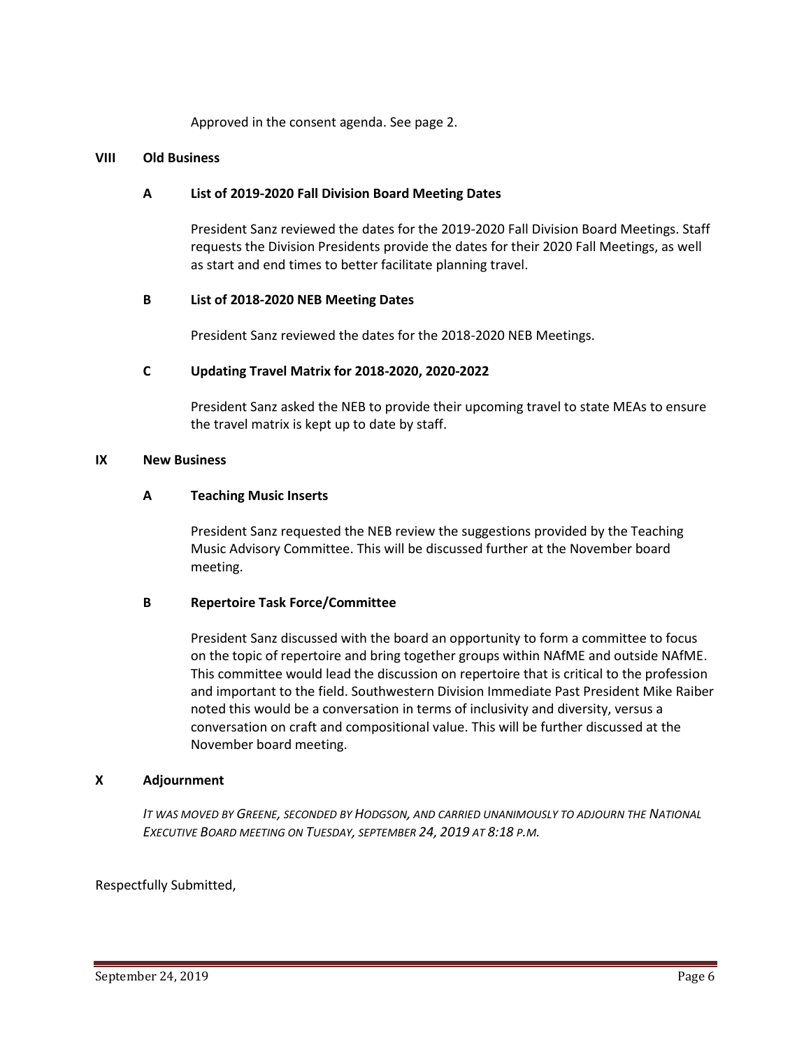Approved in the consent agenda. See page 2.

## VIII Old Business

### A List of 2019-2020 Fall Division Board Meeting Dates

President Sanz reviewed the dates for the 2019-2020 Fall Division Board Meetings. Staff requests the Division Presidents provide the dates for their 2020 Fall Meetings, as well as start and end times to better facilitate planning travel.

### B List of 2018-2020 NEB Meeting Dates

President Sanz reviewed the dates for the 2018-2020 NEB Meetings.

### C Updating Travel Matrix for 2018-2020, 2020-2022

President Sanz asked the NEB to provide their upcoming travel to state MEAs to ensure the travel matrix is kept up to date by staff.

## IX New Business

### A Teaching Music Inserts

President Sanz requested the NEB review the suggestions provided by the Teaching Music Advisory Committee. This will be discussed further at the November board meeting.

### B Repertoire Task Force/Committee

President Sanz discussed with the board an opportunity to form a committee to focus on the topic of repertoire and bring together groups within NAfME and outside NAfME. This committee would lead the discussion on repertoire that is critical to the profession and important to the field. Southwestern Division Immediate Past President Mike Raiber noted this would be a conversation in terms of inclusivity and diversity, versus a conversation on craft and compositional value. This will be further discussed at the November board meeting.

## X Adjournment

*IT WAS MOVED BY GREENE, SECONDED BY HODGSON, AND CARRIED UNANIMOUSLY TO ADJOURN THE NATIONAL EXECUTIVE BOARD MEETING ON TUESDAY, SEPTEMBER 24, 2019 AT 8:18 P.M.*

Respectfully Submitted,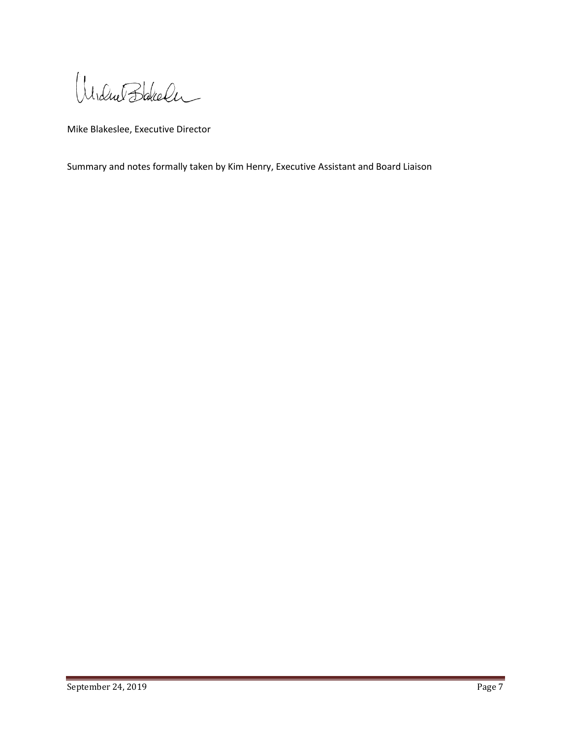Mike Blakeslee, Executive Director

Summary and notes formally taken by Kim Henry, Executive Assistant and Board Liaison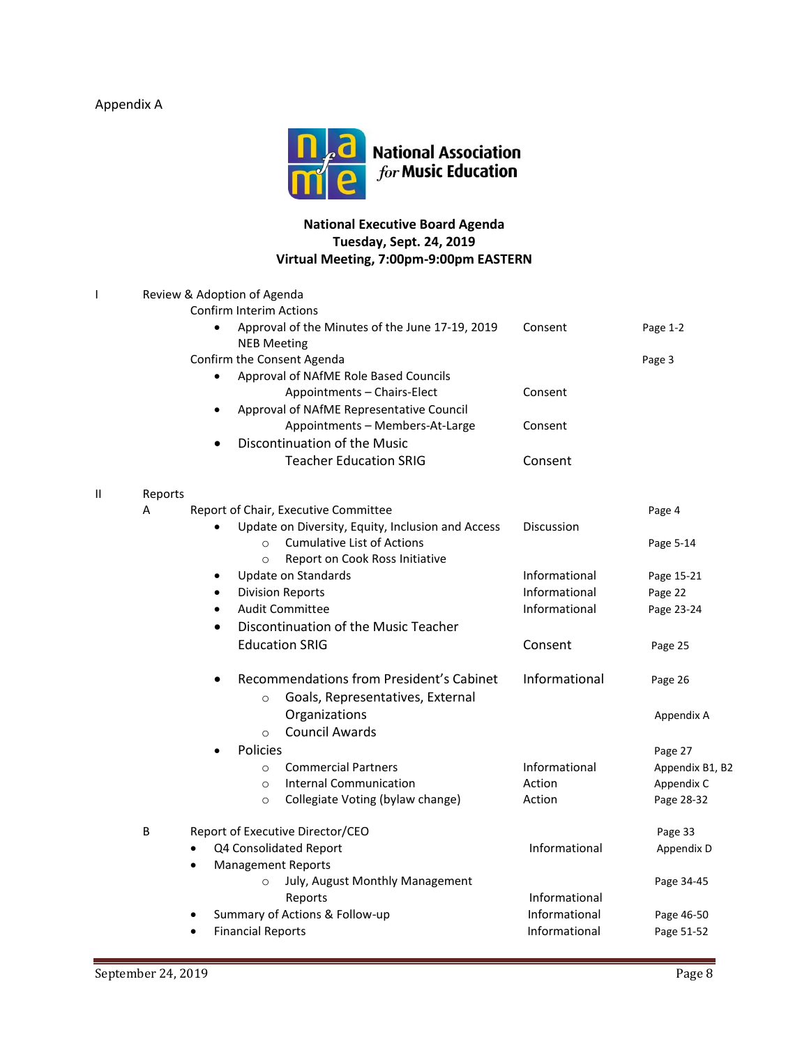Appendix A

National Association for Music Education

**National Executive Board Agenda**
**Tuesday, Sept. 24, 2019**
**Virtual Meeting, 7:00pm-9:00pm EASTERN**

| | | Item | Type | Page |
|---|---|---|---|---|
| I | | Review & Adoption of Agenda | | |
| | | Confirm Interim Actions | | |
| | | • Approval of the Minutes of the June 17-19, 2019 NEB Meeting | Consent | Page 1-2 |
| | | Confirm the Consent Agenda | | Page 3 |
| | | • Approval of NAfME Role Based Councils Appointments – Chairs-Elect | Consent | |
| | | • Approval of NAfME Representative Council Appointments – Members-At-Large | Consent | |
| | | • Discontinuation of the Music Teacher Education SRIG | Consent | |
| II | | Reports | | |
| | A | Report of Chair, Executive Committee | | Page 4 |
| | | • Update on Diversity, Equity, Inclusion and Access | Discussion | |
| | | ○ Cumulative List of Actions | | Page 5-14 |
| | | ○ Report on Cook Ross Initiative | | |
| | | • Update on Standards | Informational | Page 15-21 |
| | | • Division Reports | Informational | Page 22 |
| | | • Audit Committee | Informational | Page 23-24 |
| | | • Discontinuation of the Music Teacher Education SRIG | Consent | Page 25 |
| | | • Recommendations from President's Cabinet | Informational | Page 26 |
| | | ○ Goals, Representatives, External Organizations | | Appendix A |
| | | ○ Council Awards | | |
| | | • Policies | | Page 27 |
| | | ○ Commercial Partners | Informational | Appendix B1, B2 |
| | | ○ Internal Communication | Action | Appendix C |
| | | ○ Collegiate Voting (bylaw change) | Action | Page 28-32 |
| | B | Report of Executive Director/CEO | | Page 33 |
| | | • Q4 Consolidated Report | Informational | Appendix D |
| | | • Management Reports | | |
| | | ○ July, August Monthly Management Reports | Informational | Page 34-45 |
| | | • Summary of Actions & Follow-up | Informational | Page 46-50 |
| | | • Financial Reports | Informational | Page 51-52 |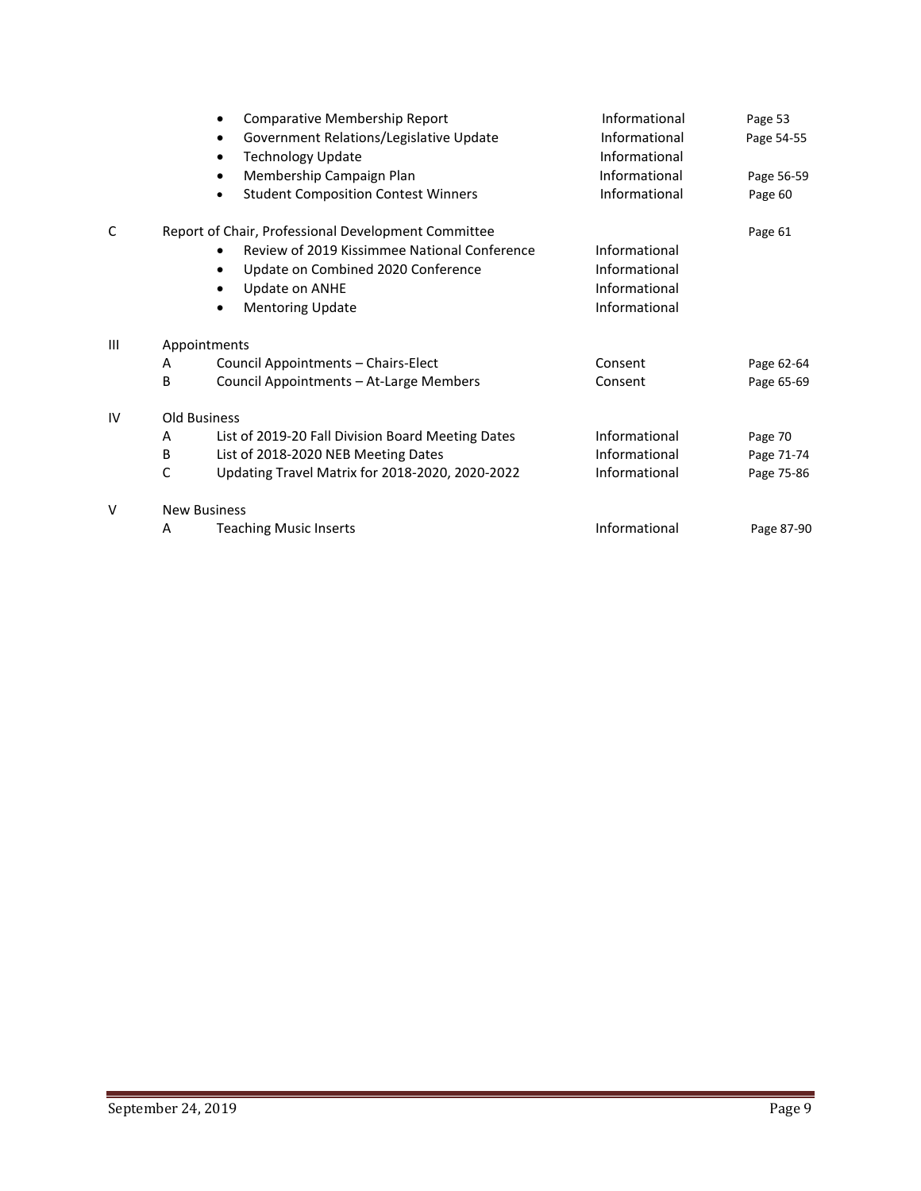| | | | | |
|---|---|---|---|---|
| | | • Comparative Membership Report | Informational | Page 53 |
| | | • Government Relations/Legislative Update | Informational | Page 54-55 |
| | | • Technology Update | Informational | |
| | | • Membership Campaign Plan | Informational | Page 56-59 |
| | | • Student Composition Contest Winners | Informational | Page 60 |
| C | Report of Chair, Professional Development Committee | | | Page 61 |
| | | • Review of 2019 Kissimmee National Conference | Informational | |
| | | • Update on Combined 2020 Conference | Informational | |
| | | • Update on ANHE | Informational | |
| | | • Mentoring Update | Informational | |
| III | Appointments | | | |
| | A | Council Appointments – Chairs-Elect | Consent | Page 62-64 |
| | B | Council Appointments – At-Large Members | Consent | Page 65-69 |
| IV | Old Business | | | |
| | A | List of 2019-20 Fall Division Board Meeting Dates | Informational | Page 70 |
| | B | List of 2018-2020 NEB Meeting Dates | Informational | Page 71-74 |
| | C | Updating Travel Matrix for 2018-2020, 2020-2022 | Informational | Page 75-86 |
| V | New Business | | | |
| | A | Teaching Music Inserts | Informational | Page 87-90 |

September 24, 2019